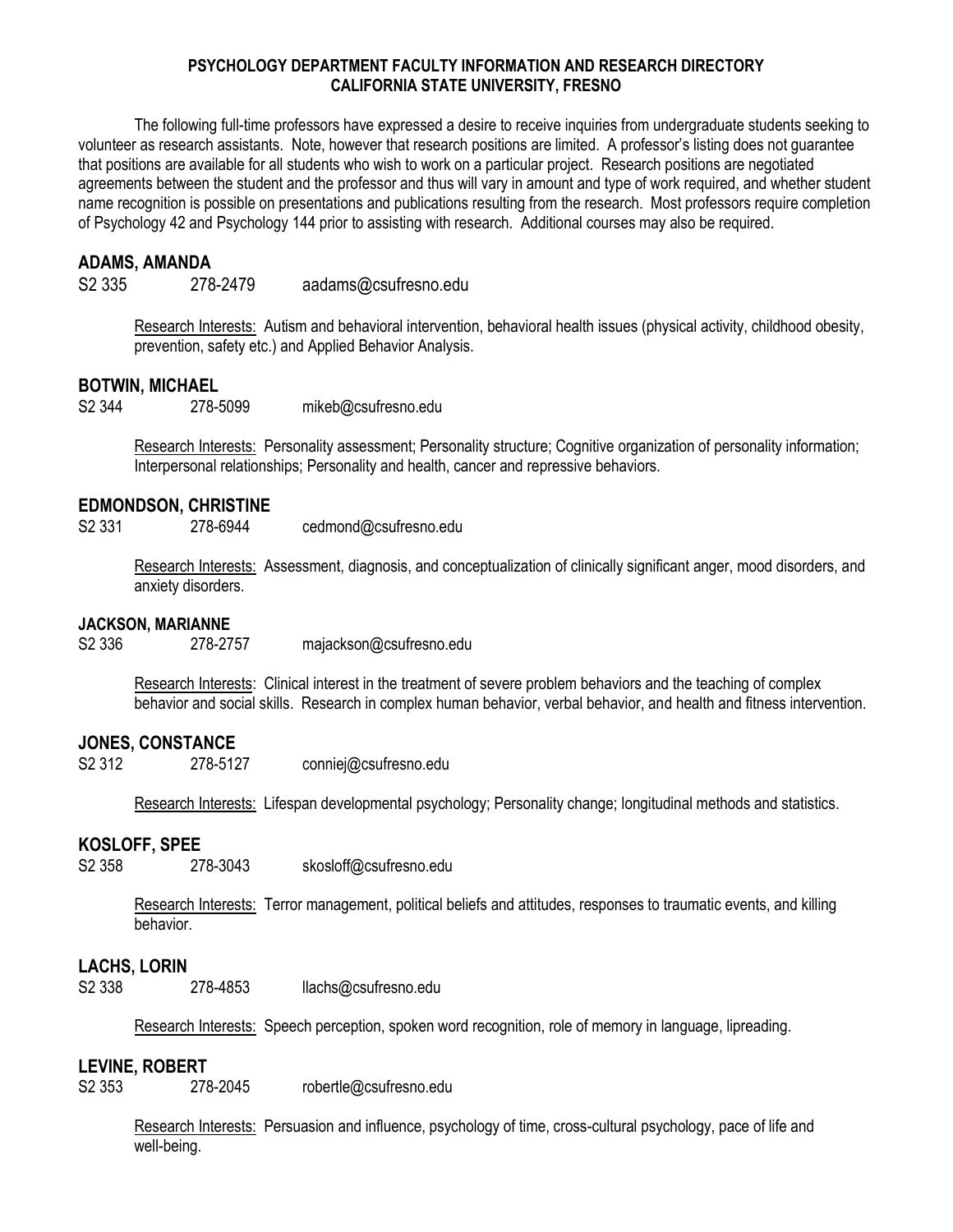# PSYCHOLOGY DEPARTMENT FACULTY INFORMATION AND RESEARCH DIRECTORY
# CALIFORNIA STATE UNIVERSITY, FRESNO

The following full-time professors have expressed a desire to receive inquiries from undergraduate students seeking to volunteer as research assistants. Note, however that research positions are limited. A professor's listing does not guarantee that positions are available for all students who wish to work on a particular project. Research positions are negotiated agreements between the student and the professor and thus will vary in amount and type of work required, and whether student name recognition is possible on presentations and publications resulting from the research. Most professors require completion of Psychology 42 and Psychology 144 prior to assisting with research. Additional courses may also be required.

## ADAMS, AMANDA

S2 335 278-2479 aadams@csufresno.edu

Research Interests: Autism and behavioral intervention, behavioral health issues (physical activity, childhood obesity, prevention, safety etc.) and Applied Behavior Analysis.

## BOTWIN, MICHAEL

S2 344 278-5099 mikeb@csufresno.edu

Research Interests: Personality assessment; Personality structure; Cognitive organization of personality information; Interpersonal relationships; Personality and health, cancer and repressive behaviors.

## EDMONDSON, CHRISTINE

S2 331 278-6944 cedmond@csufresno.edu

Research Interests: Assessment, diagnosis, and conceptualization of clinically significant anger, mood disorders, and anxiety disorders.

## JACKSON, MARIANNE

S2 336 278-2757 majackson@csufresno.edu

Research Interests: Clinical interest in the treatment of severe problem behaviors and the teaching of complex behavior and social skills. Research in complex human behavior, verbal behavior, and health and fitness intervention.

## JONES, CONSTANCE

S2 312 278-5127 conniej@csufresno.edu

Research Interests: Lifespan developmental psychology; Personality change; longitudinal methods and statistics.

## KOSLOFF, SPEE

S2 358 278-3043 skosloff@csufresno.edu

Research Interests: Terror management, political beliefs and attitudes, responses to traumatic events, and killing behavior.

## LACHS, LORIN

S2 338 278-4853 llachs@csufresno.edu

Research Interests: Speech perception, spoken word recognition, role of memory in language, lipreading.

## LEVINE, ROBERT

S2 353 278-2045 robertle@csufresno.edu

Research Interests: Persuasion and influence, psychology of time, cross-cultural psychology, pace of life and well-being.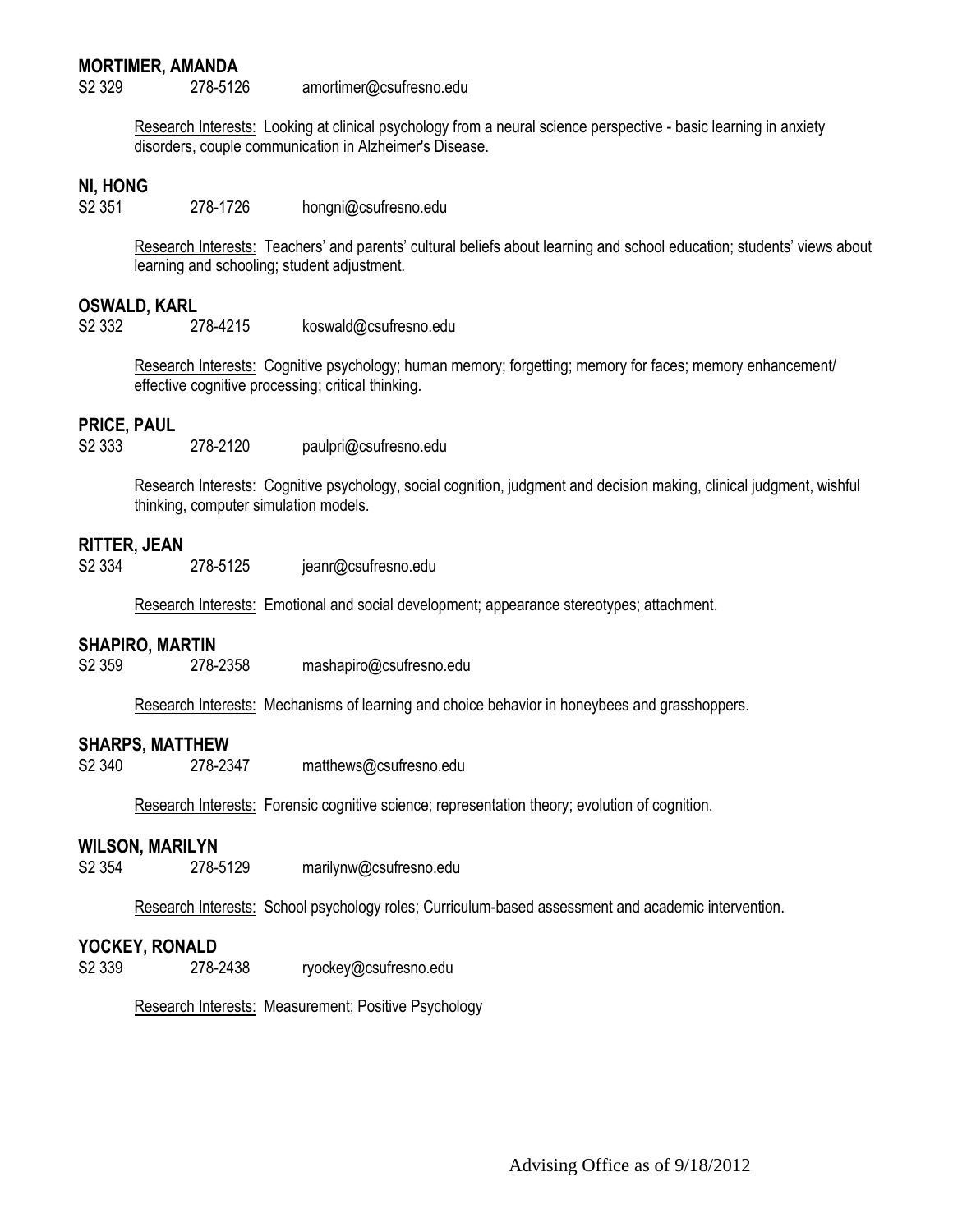**MORTIMER, AMANDA**
S2 329 278-5126 amortimer@csufresno.edu

Research Interests: Looking at clinical psychology from a neural science perspective - basic learning in anxiety disorders, couple communication in Alzheimer's Disease.

**NI, HONG**
S2 351 278-1726 hongni@csufresno.edu

Research Interests: Teachers' and parents' cultural beliefs about learning and school education; students' views about learning and schooling; student adjustment.

**OSWALD, KARL**
S2 332 278-4215 koswald@csufresno.edu

Research Interests: Cognitive psychology; human memory; forgetting; memory for faces; memory enhancement/ effective cognitive processing; critical thinking.

**PRICE, PAUL**
S2 333 278-2120 paulpri@csufresno.edu

Research Interests: Cognitive psychology, social cognition, judgment and decision making, clinical judgment, wishful thinking, computer simulation models.

**RITTER, JEAN**
S2 334 278-5125 jeanr@csufresno.edu

Research Interests: Emotional and social development; appearance stereotypes; attachment.

**SHAPIRO, MARTIN**
S2 359 278-2358 mashapiro@csufresno.edu

Research Interests: Mechanisms of learning and choice behavior in honeybees and grasshoppers.

**SHARPS, MATTHEW**
S2 340 278-2347 matthews@csufresno.edu

Research Interests: Forensic cognitive science; representation theory; evolution of cognition.

**WILSON, MARILYN**
S2 354 278-5129 marilynw@csufresno.edu

Research Interests: School psychology roles; Curriculum-based assessment and academic intervention.

**YOCKEY, RONALD**
S2 339 278-2438 ryockey@csufresno.edu

Research Interests: Measurement; Positive Psychology

Advising Office as of 9/18/2012